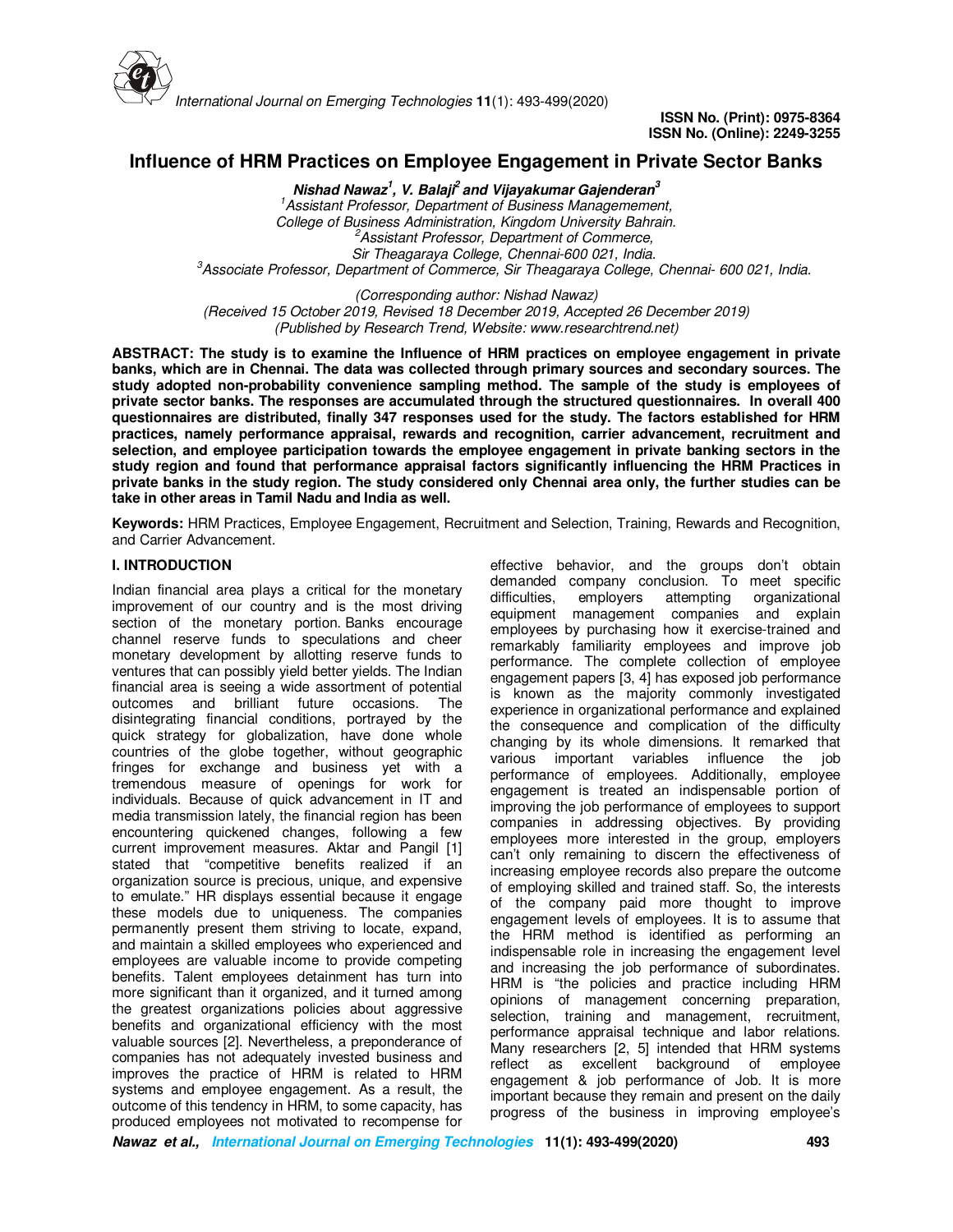ISSN No. (Print): 0975-8364
ISSN No. (Online): 2249-3255

# Influence of HRM Practices on Employee Engagement in Private Sector Banks

***Nishad Nawaz[1], V. Balaji[2] and Vijayakumar Gajenderan[3]***

*[1]Assistant Professor, Department of Business Managemement, College of Business Administration, Kingdom University Bahrain.*
*[2]Assistant Professor, Department of Commerce, Sir Theagaraya College, Chennai-600 021, India.*
*[3]Associate Professor, Department of Commerce, Sir Theagaraya College, Chennai- 600 021, India.*

*(Corresponding author: Nishad Nawaz)*
*(Received 15 October 2019, Revised 18 December 2019, Accepted 26 December 2019)*
*(Published by Research Trend, Website: www.researchtrend.net)*

**ABSTRACT: The study is to examine the Influence of HRM practices on employee engagement in private banks, which are in Chennai. The data was collected through primary sources and secondary sources. The study adopted non-probability convenience sampling method. The sample of the study is employees of private sector banks. The responses are accumulated through the structured questionnaires. In overall 400 questionnaires are distributed, finally 347 responses used for the study. The factors established for HRM practices, namely performance appraisal, rewards and recognition, carrier advancement, recruitment and selection, and employee participation towards the employee engagement in private banking sectors in the study region and found that performance appraisal factors significantly influencing the HRM Practices in private banks in the study region. The study considered only Chennai area only, the further studies can be take in other areas in Tamil Nadu and India as well.**

**Keywords:** HRM Practices, Employee Engagement, Recruitment and Selection, Training, Rewards and Recognition, and Carrier Advancement.

## I. INTRODUCTION

Indian financial area plays a critical for the monetary improvement of our country and is the most driving section of the monetary portion. Banks encourage channel reserve funds to speculations and cheer monetary development by allotting reserve funds to ventures that can possibly yield better yields. The Indian financial area is seeing a wide assortment of potential outcomes and brilliant future occasions. The disintegrating financial conditions, portrayed by the quick strategy for globalization, have done whole countries of the globe together, without geographic fringes for exchange and business yet with a tremendous measure of openings for work for individuals. Because of quick advancement in IT and media transmission lately, the financial region has been encountering quickened changes, following a few current improvement measures. Aktar and Pangil [1] stated that "competitive benefits realized if an organization source is precious, unique, and expensive to emulate." HR displays essential because it engage these models due to uniqueness. The companies permanently present them striving to locate, expand, and maintain a skilled employees who experienced and employees are valuable income to provide competing benefits. Talent employees detainment has turn into more significant than it organized, and it turned among the greatest organizations policies about aggressive benefits and organizational efficiency with the most valuable sources [2]. Nevertheless, a preponderance of companies has not adequately invested business and improves the practice of HRM is related to HRM systems and employee engagement. As a result, the outcome of this tendency in HRM, to some capacity, has produced employees not motivated to recompense for effective behavior, and the groups don't obtain demanded company conclusion. To meet specific difficulties, employers attempting organizational equipment management companies and explain employees by purchasing how it exercise-trained and remarkably familiarity employees and improve job performance. The complete collection of employee engagement papers [3, 4] has exposed job performance is known as the majority commonly investigated experience in organizational performance and explained the consequence and complication of the difficulty changing by its whole dimensions. It remarked that various important variables influence the job performance of employees. Additionally, employee engagement is treated an indispensable portion of improving the job performance of employees to support companies in addressing objectives. By providing employees more interested in the group, employers can't only remaining to discern the effectiveness of increasing employee records also prepare the outcome of employing skilled and trained staff. So, the interests of the company paid more thought to improve engagement levels of employees. It is to assume that the HRM method is identified as performing an indispensable role in increasing the engagement level and increasing the job performance of subordinates. HRM is "the policies and practice including HRM opinions of management concerning preparation, selection, training and management, recruitment, performance appraisal technique and labor relations. Many researchers [2, 5] intended that HRM systems reflect as excellent background of employee engagement & job performance of Job. It is more important because they remain and present on the daily progress of the business in improving employee's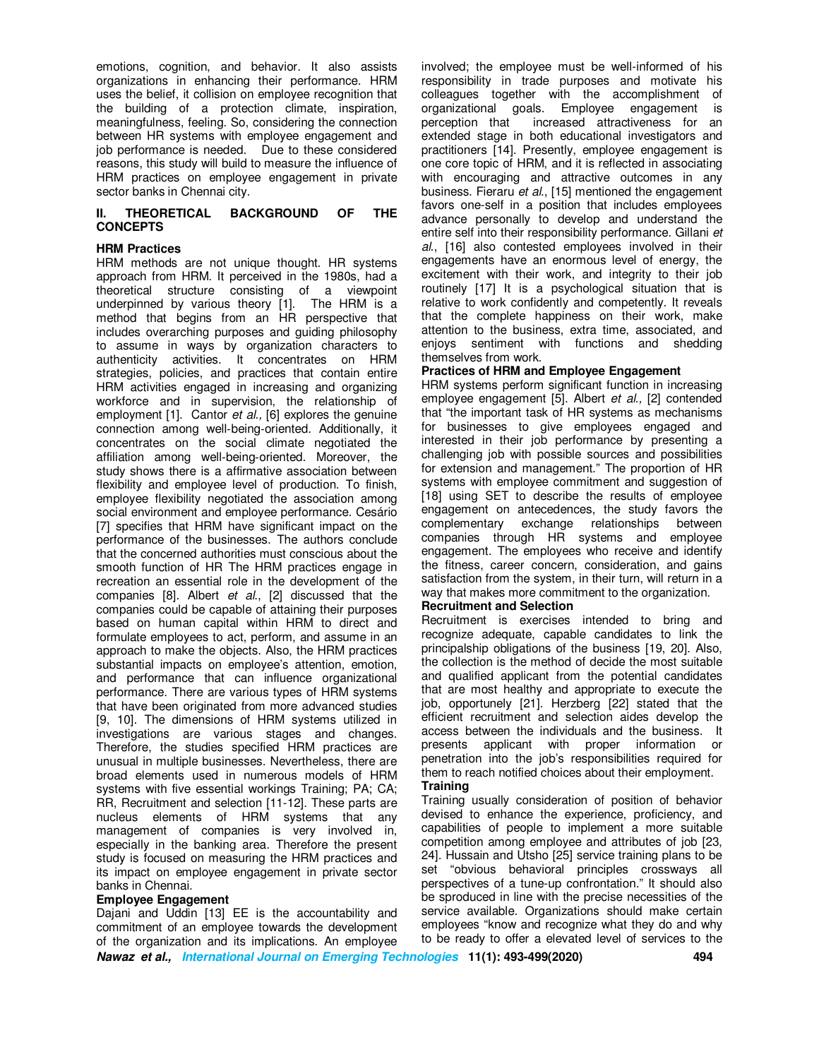emotions, cognition, and behavior. It also assists organizations in enhancing their performance. HRM uses the belief, it collision on employee recognition that the building of a protection climate, inspiration, meaningfulness, feeling. So, considering the connection between HR systems with employee engagement and job performance is needed. Due to these considered reasons, this study will build to measure the influence of HRM practices on employee engagement in private sector banks in Chennai city.

## II. THEORETICAL BACKGROUND OF THE CONCEPTS

### HRM Practices

HRM methods are not unique thought. HR systems approach from HRM. It perceived in the 1980s, had a theoretical structure consisting of a viewpoint underpinned by various theory [1]. The HRM is a method that begins from an HR perspective that includes overarching purposes and guiding philosophy to assume in ways by organization characters to authenticity activities. It concentrates on HRM strategies, policies, and practices that contain entire HRM activities engaged in increasing and organizing workforce and in supervision, the relationship of employment [1]. Cantor *et al.,* [6] explores the genuine connection among well-being-oriented. Additionally, it concentrates on the social climate negotiated the affiliation among well-being-oriented. Moreover, the study shows there is a affirmative association between flexibility and employee level of production. To finish, employee flexibility negotiated the association among social environment and employee performance. Cesário [7] specifies that HRM have significant impact on the performance of the businesses. The authors conclude that the concerned authorities must conscious about the smooth function of HR The HRM practices engage in recreation an essential role in the development of the companies [8]. Albert *et al.*, [2] discussed that the companies could be capable of attaining their purposes based on human capital within HRM to direct and formulate employees to act, perform, and assume in an approach to make the objects. Also, the HRM practices substantial impacts on employee's attention, emotion, and performance that can influence organizational performance. There are various types of HRM systems that have been originated from more advanced studies [9, 10]. The dimensions of HRM systems utilized in investigations are various stages and changes. Therefore, the studies specified HRM practices are unusual in multiple businesses. Nevertheless, there are broad elements used in numerous models of HRM systems with five essential workings Training; PA; CA; RR, Recruitment and selection [11-12]. These parts are nucleus elements of HRM systems that any management of companies is very involved in, especially in the banking area. Therefore the present study is focused on measuring the HRM practices and its impact on employee engagement in private sector banks in Chennai.

### Employee Engagement

Dajani and Uddin [13] EE is the accountability and commitment of an employee towards the development of the organization and its implications. An employee involved; the employee must be well-informed of his responsibility in trade purposes and motivate his colleagues together with the accomplishment of organizational goals. Employee engagement is perception that increased attractiveness for an extended stage in both educational investigators and practitioners [14]. Presently, employee engagement is one core topic of HRM, and it is reflected in associating with encouraging and attractive outcomes in any business. Fieraru *et al.*, [15] mentioned the engagement favors one-self in a position that includes employees advance personally to develop and understand the entire self into their responsibility performance. Gillani *et al.*, [16] also contested employees involved in their engagements have an enormous level of energy, the excitement with their work, and integrity to their job routinely [17] It is a psychological situation that is relative to work confidently and competently. It reveals that the complete happiness on their work, make attention to the business, extra time, associated, and enjoys sentiment with functions and shedding themselves from work.

### Practices of HRM and Employee Engagement

HRM systems perform significant function in increasing employee engagement [5]. Albert *et al.,* [2] contended that "the important task of HR systems as mechanisms for businesses to give employees engaged and interested in their job performance by presenting a challenging job with possible sources and possibilities for extension and management." The proportion of HR systems with employee commitment and suggestion of [18] using SET to describe the results of employee engagement on antecedences, the study favors the complementary exchange relationships between companies through HR systems and employee engagement. The employees who receive and identify the fitness, career concern, consideration, and gains satisfaction from the system, in their turn, will return in a way that makes more commitment to the organization.

### Recruitment and Selection

Recruitment is exercises intended to bring and recognize adequate, capable candidates to link the principalship obligations of the business [19, 20]. Also, the collection is the method of decide the most suitable and qualified applicant from the potential candidates that are most healthy and appropriate to execute the job, opportunely [21]. Herzberg [22] stated that the efficient recruitment and selection aides develop the access between the individuals and the business. It presents applicant with proper information or penetration into the job's responsibilities required for them to reach notified choices about their employment.

### Training

Training usually consideration of position of behavior devised to enhance the experience, proficiency, and capabilities of people to implement a more suitable competition among employee and attributes of job [23, 24]. Hussain and Utsho [25] service training plans to be set "obvious behavioral principles crossways all perspectives of a tune-up confrontation." It should also be sproduced in line with the precise necessities of the service available. Organizations should make certain employees "know and recognize what they do and why to be ready to offer a elevated level of services to the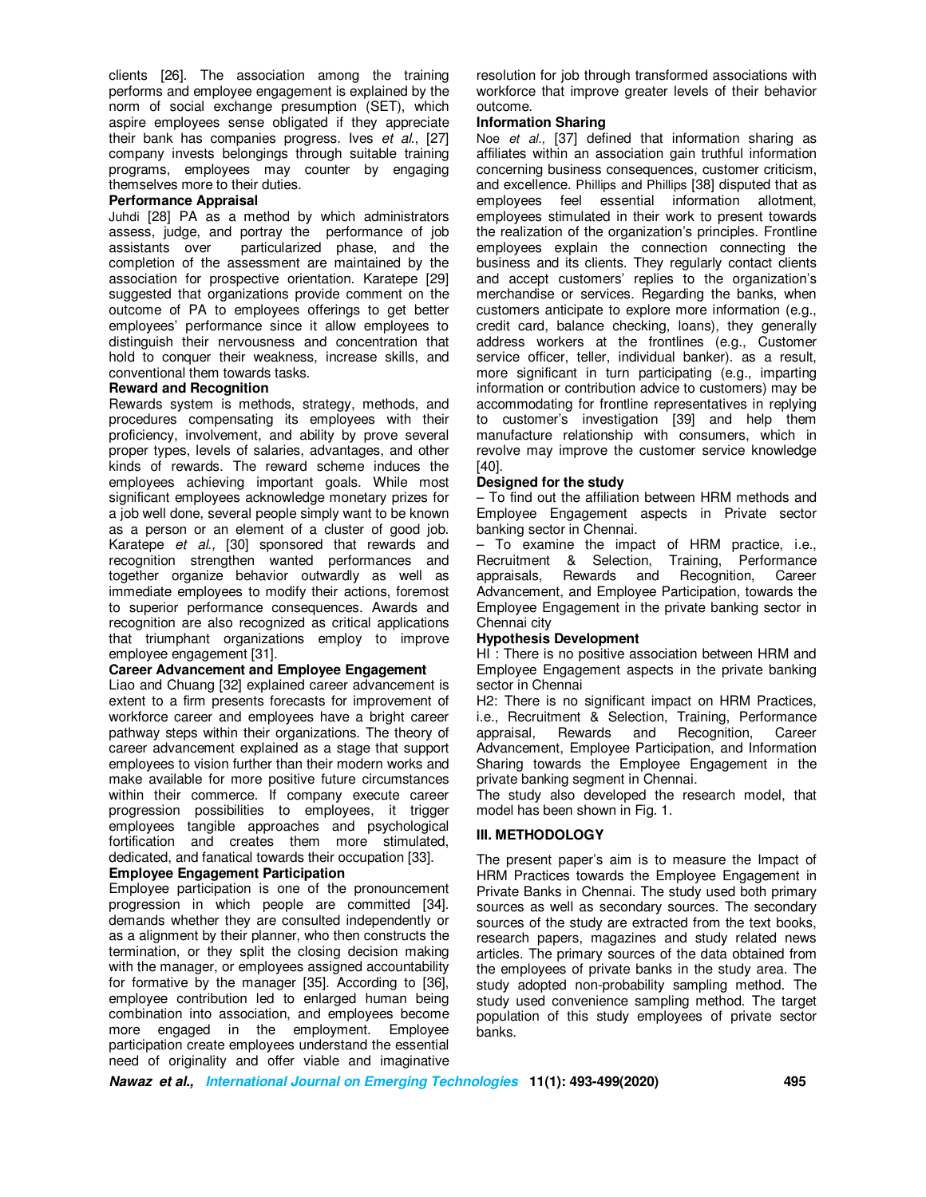clients [26]. The association among the training performs and employee engagement is explained by the norm of social exchange presumption (SET), which aspire employees sense obligated if they appreciate their bank has companies progress. Ives *et al*., [27] company invests belongings through suitable training programs, employees may counter by engaging themselves more to their duties.

**Performance Appraisal**

Juhdi [28] PA as a method by which administrators assess, judge, and portray the performance of job assistants over particularized phase, and the completion of the assessment are maintained by the association for prospective orientation. Karatepe [29] suggested that organizations provide comment on the outcome of PA to employees offerings to get better employees' performance since it allow employees to distinguish their nervousness and concentration that hold to conquer their weakness, increase skills, and conventional them towards tasks.

**Reward and Recognition**

Rewards system is methods, strategy, methods, and procedures compensating its employees with their proficiency, involvement, and ability by prove several proper types, levels of salaries, advantages, and other kinds of rewards. The reward scheme induces the employees achieving important goals. While most significant employees acknowledge monetary prizes for a job well done, several people simply want to be known as a person or an element of a cluster of good job. Karatepe *et al.,* [30] sponsored that rewards and recognition strengthen wanted performances and together organize behavior outwardly as well as immediate employees to modify their actions, foremost to superior performance consequences. Awards and recognition are also recognized as critical applications that triumphant organizations employ to improve employee engagement [31].

**Career Advancement and Employee Engagement**

Liao and Chuang [32] explained career advancement is extent to a firm presents forecasts for improvement of workforce career and employees have a bright career pathway steps within their organizations. The theory of career advancement explained as a stage that support employees to vision further than their modern works and make available for more positive future circumstances within their commerce. If company execute career progression possibilities to employees, it trigger employees tangible approaches and psychological fortification and creates them more stimulated, dedicated, and fanatical towards their occupation [33].

**Employee Engagement Participation**

Employee participation is one of the pronouncement progression in which people are committed [34]. demands whether they are consulted independently or as a alignment by their planner, who then constructs the termination, or they split the closing decision making with the manager, or employees assigned accountability for formative by the manager [35]. According to [36], employee contribution led to enlarged human being combination into association, and employees become more engaged in the employment. Employee participation create employees understand the essential need of originality and offer viable and imaginative resolution for job through transformed associations with workforce that improve greater levels of their behavior outcome.

**Information Sharing**

Noe *et al.,* [37] defined that information sharing as affiliates within an association gain truthful information concerning business consequences, customer criticism, and excellence. Phillips and Phillips [38] disputed that as employees feel essential information allotment, employees stimulated in their work to present towards the realization of the organization's principles. Frontline employees explain the connection connecting the business and its clients. They regularly contact clients and accept customers' replies to the organization's merchandise or services. Regarding the banks, when customers anticipate to explore more information (e.g., credit card, balance checking, loans), they generally address workers at the frontlines (e.g., Customer service officer, teller, individual banker). as a result, more significant in turn participating (e.g., imparting information or contribution advice to customers) may be accommodating for frontline representatives in replying to customer's investigation [39] and help them manufacture relationship with consumers, which in revolve may improve the customer service knowledge [40].

**Designed for the study**

– To find out the affiliation between HRM methods and Employee Engagement aspects in Private sector banking sector in Chennai.

– To examine the impact of HRM practice, i.e., Recruitment & Selection, Training, Performance appraisals, Rewards and Recognition, Career Advancement, and Employee Participation, towards the Employee Engagement in the private banking sector in Chennai city

**Hypothesis Development**

HI : There is no positive association between HRM and Employee Engagement aspects in the private banking sector in Chennai

H2: There is no significant impact on HRM Practices, i.e., Recruitment & Selection, Training, Performance appraisal, Rewards and Recognition, Career Advancement, Employee Participation, and Information Sharing towards the Employee Engagement in the private banking segment in Chennai.

The study also developed the research model, that model has been shown in Fig. 1.

## III. METHODOLOGY

The present paper's aim is to measure the Impact of HRM Practices towards the Employee Engagement in Private Banks in Chennai. The study used both primary sources as well as secondary sources. The secondary sources of the study are extracted from the text books, research papers, magazines and study related news articles. The primary sources of the data obtained from the employees of private banks in the study area. The study adopted non-probability sampling method. The study used convenience sampling method. The target population of this study employees of private sector banks.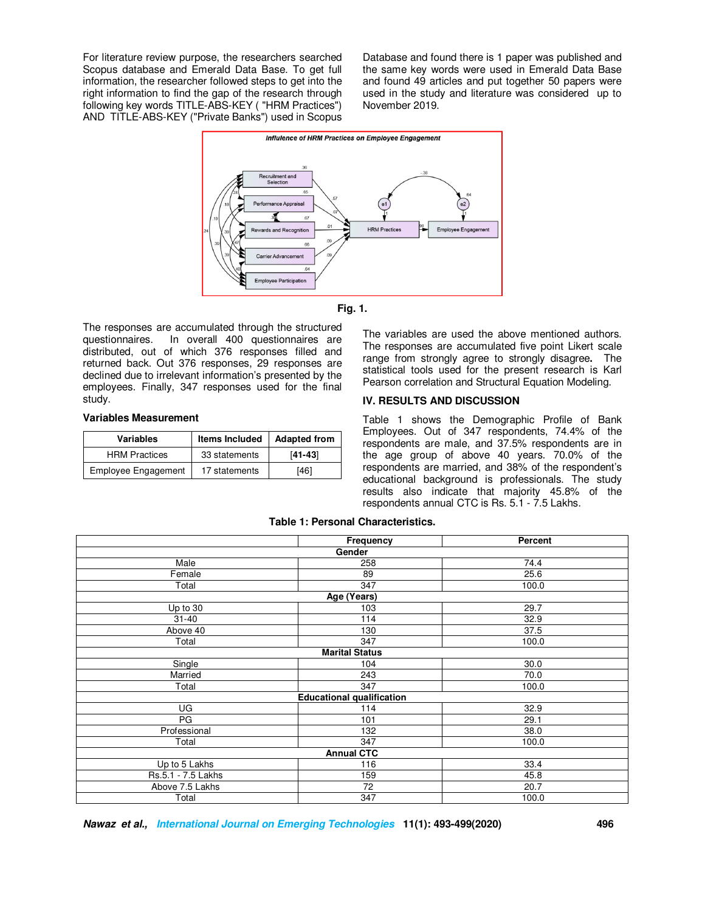For literature review purpose, the researchers searched Scopus database and Emerald Data Base. To get full information, the researcher followed steps to get into the right information to find the gap of the research through following key words TITLE-ABS-KEY ( "HRM Practices") AND TITLE-ABS-KEY ("Private Banks") used in Scopus Database and found there is 1 paper was published and the same key words were used in Emerald Data Base and found 49 articles and put together 50 papers were used in the study and literature was considered up to November 2019.

**Fig. 1.**

The responses are accumulated through the structured questionnaires. In overall 400 questionnaires are distributed, out of which 376 responses filled and returned back. Out 376 responses, 29 responses are declined due to irrelevant information's presented by the employees. Finally, 347 responses used for the final study.

### Variables Measurement

| Variables | Items Included | Adapted from |
|---|---|---|
| HRM Practices | 33 statements | [41-43] |
| Employee Engagement | 17 statements | [46] |

The variables are used the above mentioned authors. The responses are accumulated five point Likert scale range from strongly agree to strongly disagree. The statistical tools used for the present research is Karl Pearson correlation and Structural Equation Modeling.

## IV. RESULTS AND DISCUSSION

Table 1 shows the Demographic Profile of Bank Employees. Out of 347 respondents, 74.4% of the respondents are male, and 37.5% respondents are in the age group of above 40 years. 70.0% of the respondents are married, and 38% of the respondent's educational background is professionals. The study results also indicate that majority 45.8% of the respondents annual CTC is Rs. 5.1 - 7.5 Lakhs.

**Table 1: Personal Characteristics.**

| | Frequency | Percent |
|---|---|---|
| **Gender** | | |
| Male | 258 | 74.4 |
| Female | 89 | 25.6 |
| Total | 347 | 100.0 |
| **Age (Years)** | | |
| Up to 30 | 103 | 29.7 |
| 31-40 | 114 | 32.9 |
| Above 40 | 130 | 37.5 |
| Total | 347 | 100.0 |
| **Marital Status** | | |
| Single | 104 | 30.0 |
| Married | 243 | 70.0 |
| Total | 347 | 100.0 |
| **Educational qualification** | | |
| UG | 114 | 32.9 |
| PG | 101 | 29.1 |
| Professional | 132 | 38.0 |
| Total | 347 | 100.0 |
| **Annual CTC** | | |
| Up to 5 Lakhs | 116 | 33.4 |
| Rs.5.1 - 7.5 Lakhs | 159 | 45.8 |
| Above 7.5 Lakhs | 72 | 20.7 |
| Total | 347 | 100.0 |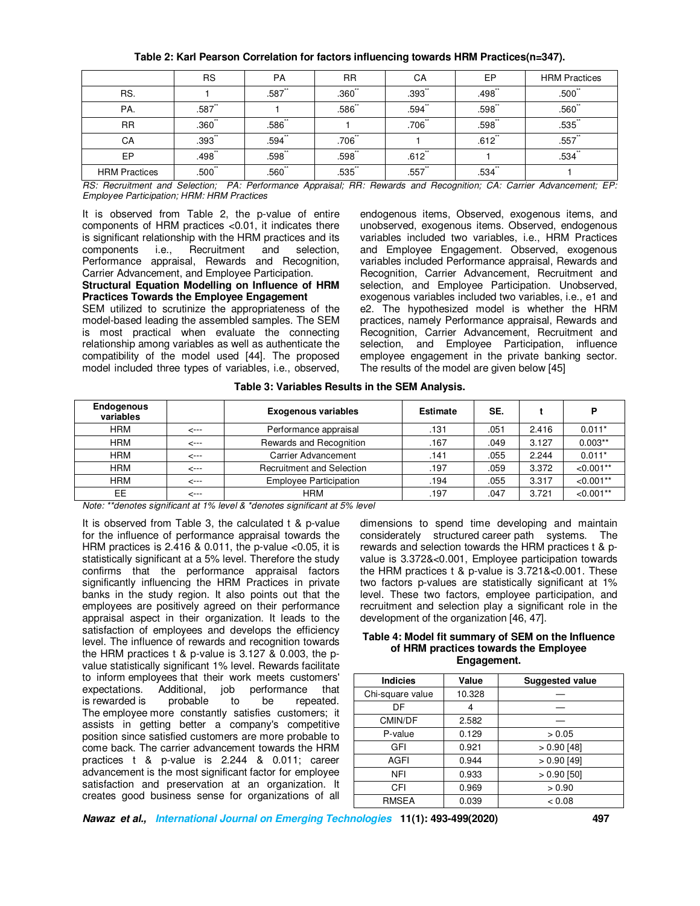**Table 2: Karl Pearson Correlation for factors influencing towards HRM Practices(n=347).**

| | RS | PA | RR | CA | EP | HRM Practices |
|---|---|---|---|---|---|---|
| RS. | 1 | .587** | .360** | .393** | .498** | .500** |
| PA. | .587** | 1 | .586** | .594** | .598** | .560** |
| RR | .360** | .586** | 1 | .706** | .598** | .535** |
| CA | .393** | .594** | .706** | 1 | .612** | .557** |
| EP | .498** | .598** | .598** | .612** | 1 | .534** |
| HRM Practices | .500** | .560** | .535** | .557** | .534** | 1 |

*RS: Recruitment and Selection; PA: Performance Appraisal; RR: Rewards and Recognition; CA: Carrier Advancement; EP: Employee Participation; HRM: HRM Practices*

It is observed from Table 2, the p-value of entire components of HRM practices <0.01, it indicates there is significant relationship with the HRM practices and its components i.e., Recruitment and selection, Performance appraisal, Rewards and Recognition, Carrier Advancement, and Employee Participation.

**Structural Equation Modelling on Influence of HRM Practices Towards the Employee Engagement**

SEM utilized to scrutinize the appropriateness of the model-based leading the assembled samples. The SEM is most practical when evaluate the connecting relationship among variables as well as authenticate the compatibility of the model used [44]. The proposed model included three types of variables, i.e., observed, endogenous items, Observed, exogenous items, and unobserved, exogenous items. Observed, endogenous variables included two variables, i.e., HRM Practices and Employee Engagement. Observed, exogenous variables included Performance appraisal, Rewards and Recognition, Carrier Advancement, Recruitment and selection, and Employee Participation. Unobserved, exogenous variables included two variables, i.e., e1 and e2. The hypothesized model is whether the HRM practices, namely Performance appraisal, Rewards and Recognition, Carrier Advancement, Recruitment and selection, and Employee Participation, influence employee engagement in the private banking sector. The results of the model are given below [45]

**Table 3: Variables Results in the SEM Analysis.**

| Endogenous variables | | Exogenous variables | Estimate | SE. | t | P |
|---|---|---|---|---|---|---|
| HRM | <--- | Performance appraisal | .131 | .051 | 2.416 | 0.011* |
| HRM | <--- | Rewards and Recognition | .167 | .049 | 3.127 | 0.003** |
| HRM | <--- | Carrier Advancement | .141 | .055 | 2.244 | 0.011* |
| HRM | <--- | Recruitment and Selection | .197 | .059 | 3.372 | <0.001** |
| HRM | <--- | Employee Participation | .194 | .055 | 3.317 | <0.001** |
| EE | <--- | HRM | .197 | .047 | 3.721 | <0.001** |

*Note: **denotes significant at 1% level & *denotes significant at 5% level*

It is observed from Table 3, the calculated t & p-value for the influence of performance appraisal towards the HRM practices is 2.416 & 0.011, the p-value <0.05, it is statistically significant at a 5% level. Therefore the study confirms that the performance appraisal factors significantly influencing the HRM Practices in private banks in the study region. It also points out that the employees are positively agreed on their performance appraisal aspect in their organization. It leads to the satisfaction of employees and develops the efficiency level. The influence of rewards and recognition towards the HRM practices t & p-value is 3.127 & 0.003, the p-value statistically significant 1% level. Rewards facilitate to inform employees that their work meets customers' expectations. Additional, job performance that is rewarded is probable to be repeated. The employee more constantly satisfies customers; it assists in getting better a company's competitive position since satisfied customers are more probable to come back. The carrier advancement towards the HRM practices t & p-value is 2.244 & 0.011; career advancement is the most significant factor for employee satisfaction and preservation at an organization. It creates good business sense for organizations of all dimensions to spend time developing and maintain considerately structured career path systems. The rewards and selection towards the HRM practices t & p-value is 3.372&<0.001, Employee participation towards the HRM practices t & p-value is 3.721&<0.001. These two factors p-values are statistically significant at 1% level. These two factors, employee participation, and recruitment and selection play a significant role in the development of the organization [46, 47].

**Table 4: Model fit summary of SEM on the Influence of HRM practices towards the Employee Engagement.**

| Indicies | Value | Suggested value |
|---|---|---|
| Chi-square value | 10.328 | — |
| DF | 4 | — |
| CMIN/DF | 2.582 | — |
| P-value | 0.129 | > 0.05 |
| GFI | 0.921 | > 0.90 [48] |
| AGFI | 0.944 | > 0.90 [49] |
| NFI | 0.933 | > 0.90 [50] |
| CFI | 0.969 | > 0.90 |
| RMSEA | 0.039 | < 0.08 |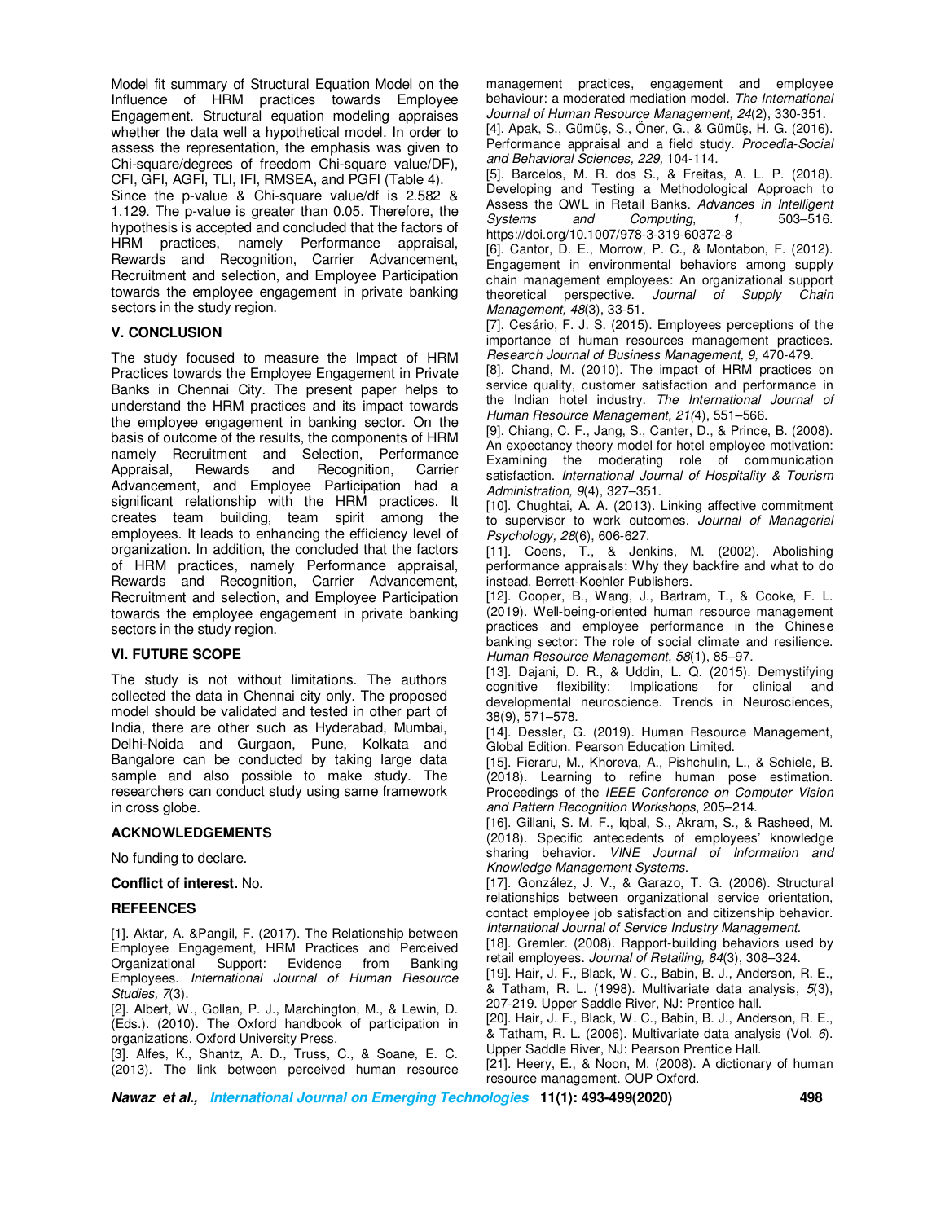Model fit summary of Structural Equation Model on the Influence of HRM practices towards Employee Engagement. Structural equation modeling appraises whether the data well a hypothetical model. In order to assess the representation, the emphasis was given to Chi-square/degrees of freedom Chi-square value/DF), CFI, GFI, AGFI, TLI, IFI, RMSEA, and PGFI (Table 4).

Since the p-value & Chi-square value/df is 2.582 & 1.129. The p-value is greater than 0.05. Therefore, the hypothesis is accepted and concluded that the factors of HRM practices, namely Performance appraisal, Rewards and Recognition, Carrier Advancement, Recruitment and selection, and Employee Participation towards the employee engagement in private banking sectors in the study region.

## V. CONCLUSION

The study focused to measure the Impact of HRM Practices towards the Employee Engagement in Private Banks in Chennai City. The present paper helps to understand the HRM practices and its impact towards the employee engagement in banking sector. On the basis of outcome of the results, the components of HRM namely Recruitment and Selection, Performance Appraisal, Rewards and Recognition, Carrier Advancement, and Employee Participation had a significant relationship with the HRM practices. It creates team building, team spirit among the employees. It leads to enhancing the efficiency level of organization. In addition, the concluded that the factors of HRM practices, namely Performance appraisal, Rewards and Recognition, Carrier Advancement, Recruitment and selection, and Employee Participation towards the employee engagement in private banking sectors in the study region.

## VI. FUTURE SCOPE

The study is not without limitations. The authors collected the data in Chennai city only. The proposed model should be validated and tested in other part of India, there are other such as Hyderabad, Mumbai, Delhi-Noida and Gurgaon, Pune, Kolkata and Bangalore can be conducted by taking large data sample and also possible to make study. The researchers can conduct study using same framework in cross globe.

## ACKNOWLEDGEMENTS

No funding to declare.

**Conflict of interest.** No.

## REFEENCES

[1]. Aktar, A. &Pangil, F. (2017). The Relationship between Employee Engagement, HRM Practices and Perceived Organizational Support: Evidence from Banking Employees. *International Journal of Human Resource Studies, 7*(3).

[2]. Albert, W., Gollan, P. J., Marchington, M., & Lewin, D. (Eds.). (2010). The Oxford handbook of participation in organizations. Oxford University Press.

[3]. Alfes, K., Shantz, A. D., Truss, C., & Soane, E. C. (2013). The link between perceived human resource management practices, engagement and employee behaviour: a moderated mediation model. *The International Journal of Human Resource Management, 24*(2), 330-351.

[4]. Apak, S., Gümüş, S., Öner, G., & Gümüş, H. G. (2016). Performance appraisal and a field study. *Procedia-Social and Behavioral Sciences, 229,* 104-114.

[5]. Barcelos, M. R. dos S., & Freitas, A. L. P. (2018). Developing and Testing a Methodological Approach to Assess the QWL in Retail Banks. *Advances in Intelligent Systems and Computing*, *1*, 503–516. https://doi.org/10.1007/978-3-319-60372-8

[6]. Cantor, D. E., Morrow, P. C., & Montabon, F. (2012). Engagement in environmental behaviors among supply chain management employees: An organizational support theoretical perspective. *Journal of Supply Chain Management, 48*(3), 33-51.

[7]. Cesário, F. J. S. (2015). Employees perceptions of the importance of human resources management practices. *Research Journal of Business Management, 9,* 470-479.

[8]. Chand, M. (2010). The impact of HRM practices on service quality, customer satisfaction and performance in the Indian hotel industry. *The International Journal of Human Resource Management, 21(*4), 551–566.

[9]. Chiang, C. F., Jang, S., Canter, D., & Prince, B. (2008). An expectancy theory model for hotel employee motivation: Examining the moderating role of communication satisfaction. *International Journal of Hospitality & Tourism Administration, 9*(4), 327–351.

[10]. Chughtai, A. A. (2013). Linking affective commitment to supervisor to work outcomes. *Journal of Managerial Psychology, 28*(6), 606-627.

[11]. Coens, T., & Jenkins, M. (2002). Abolishing performance appraisals: Why they backfire and what to do instead. Berrett-Koehler Publishers.

[12]. Cooper, B., Wang, J., Bartram, T., & Cooke, F. L. (2019). Well-being-oriented human resource management practices and employee performance in the Chinese banking sector: The role of social climate and resilience. *Human Resource Management, 58*(1), 85–97.

[13]. Dajani, D. R., & Uddin, L. Q. (2015). Demystifying cognitive flexibility: Implications for clinical and developmental neuroscience. Trends in Neurosciences, 38(9), 571–578.

[14]. Dessler, G. (2019). Human Resource Management, Global Edition. Pearson Education Limited.

[15]. Fieraru, M., Khoreva, A., Pishchulin, L., & Schiele, B. (2018). Learning to refine human pose estimation. Proceedings of the *IEEE Conference on Computer Vision and Pattern Recognition Workshops*, 205–214.

[16]. Gillani, S. M. F., Iqbal, S., Akram, S., & Rasheed, M. (2018). Specific antecedents of employees' knowledge sharing behavior. *VINE Journal of Information and Knowledge Management Systems*.

[17]. González, J. V., & Garazo, T. G. (2006). Structural relationships between organizational service orientation, contact employee job satisfaction and citizenship behavior. *International Journal of Service Industry Management.*

[18]. Gremler. (2008). Rapport-building behaviors used by retail employees. *Journal of Retailing, 84*(3), 308–324.

[19]. Hair, J. F., Black, W. C., Babin, B. J., Anderson, R. E., & Tatham, R. L. (1998). Multivariate data analysis, *5*(3), 207-219. Upper Saddle River, NJ: Prentice hall.

[20]. Hair, J. F., Black, W. C., Babin, B. J., Anderson, R. E., & Tatham, R. L. (2006). Multivariate data analysis (Vol. *6*). Upper Saddle River, NJ: Pearson Prentice Hall.

[21]. Heery, E., & Noon, M. (2008). A dictionary of human resource management. OUP Oxford.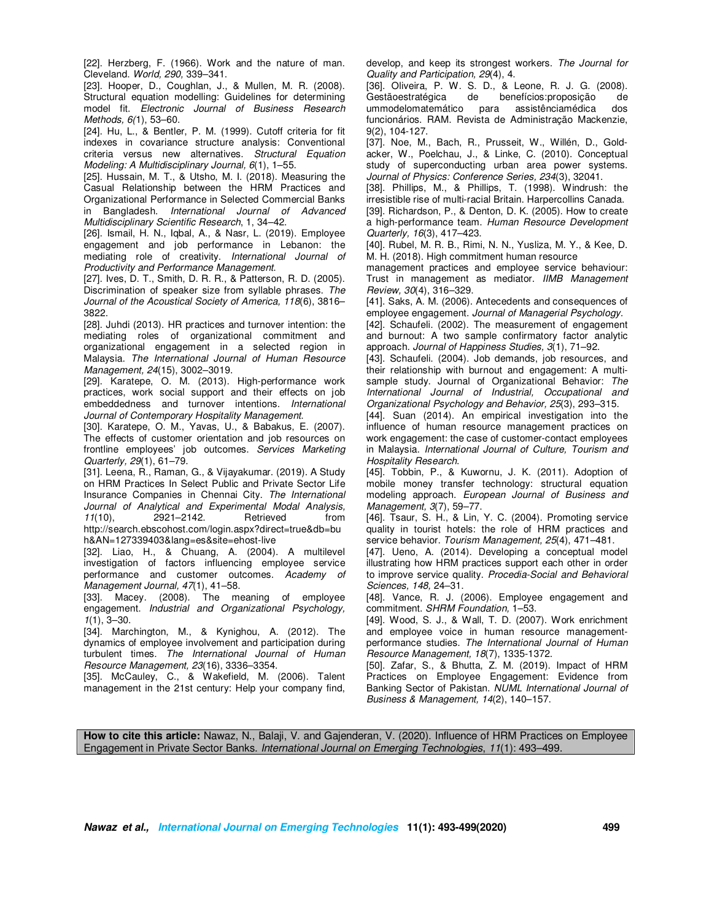[22]. Herzberg, F. (1966). Work and the nature of man. Cleveland. *World, 290,* 339–341.

[23]. Hooper, D., Coughlan, J., & Mullen, M. R. (2008). Structural equation modelling: Guidelines for determining model fit. *Electronic Journal of Business Research Methods, 6(*1), 53–60.

[24]. Hu, L., & Bentler, P. M. (1999). Cutoff criteria for fit indexes in covariance structure analysis: Conventional criteria versus new alternatives. *Structural Equation Modeling: A Multidisciplinary Journal, 6*(1), 1–55.

[25]. Hussain, M. T., & Utsho, M. I. (2018). Measuring the Casual Relationship between the HRM Practices and Organizational Performance in Selected Commercial Banks in Bangladesh. *International Journal of Advanced Multidisciplinary Scientific Research*, 1, 34–42.

[26]. Ismail, H. N., Iqbal, A., & Nasr, L. (2019). Employee engagement and job performance in Lebanon: the mediating role of creativity. *International Journal of Productivity and Performance Management*.

[27]. Ives, D. T., Smith, D. R. R., & Patterson, R. D. (2005). Discrimination of speaker size from syllable phrases. *The Journal of the Acoustical Society of America, 118*(6), 3816–3822.

[28]. Juhdi (2013). HR practices and turnover intention: the mediating roles of organizational commitment and organizational engagement in a selected region in Malaysia. *The International Journal of Human Resource Management, 24*(15), 3002–3019.

[29]. Karatepe, O. M. (2013). High-performance work practices, work social support and their effects on job embeddedness and turnover intentions. *International Journal of Contemporary Hospitality Management*.

[30]. Karatepe, O. M., Yavas, U., & Babakus, E. (2007). The effects of customer orientation and job resources on frontline employees' job outcomes. *Services Marketing Quarterly, 29*(1), 61–79.

[31]. Leena, R., Raman, G., & Vijayakumar. (2019). A Study on HRM Practices In Select Public and Private Sector Life Insurance Companies in Chennai City. *The International Journal of Analytical and Experimental Modal Analysis, 11*(10), 2921–2142. Retrieved from http://search.ebscohost.com/login.aspx?direct=true&db=buh&AN=127339403&lang=es&site=ehost-live

[32]. Liao, H., & Chuang, A. (2004). A multilevel investigation of factors influencing employee service performance and customer outcomes. *Academy of Management Journal, 47*(1), 41–58.

[33]. Macey. (2008). The meaning of employee engagement. *Industrial and Organizational Psychology, 1*(1), 3–30.

[34]. Marchington, M., & Kynighou, A. (2012). The dynamics of employee involvement and participation during turbulent times. *The International Journal of Human Resource Management, 23*(16), 3336–3354.

[35]. McCauley, C., & Wakefield, M. (2006). Talent management in the 21st century: Help your company find, develop, and keep its strongest workers. *The Journal for Quality and Participation, 29*(4), 4.

[36]. Oliveira, P. W. S. D., & Leone, R. J. G. (2008). Gestãoestratégica de benefícios:proposição de ummodelomatemático para assistênciamédica dos funcionários. RAM. Revista de Administração Mackenzie, 9(2), 104-127.

[37]. Noe, M., Bach, R., Prusseit, W., Willén, D., Gold-acker, W., Poelchau, J., & Linke, C. (2010). Conceptual study of superconducting urban area power systems. *Journal of Physics: Conference Series, 234*(3), 32041.

[38]. Phillips, M., & Phillips, T. (1998). Windrush: the irresistible rise of multi-racial Britain. Harpercollins Canada.

[39]. Richardson, P., & Denton, D. K. (2005). How to create a high-performance team. *Human Resource Development Quarterly, 16*(3), 417–423.

[40]. Rubel, M. R. B., Rimi, N. N., Yusliza, M. Y., & Kee, D. M. H. (2018). High commitment human resource management practices and employee service behaviour: Trust in management as mediator. *IIMB Management Review, 30*(4), 316–329.

[41]. Saks, A. M. (2006). Antecedents and consequences of employee engagement. *Journal of Managerial Psychology.*

[42]. Schaufeli. (2002). The measurement of engagement and burnout: A two sample confirmatory factor analytic approach. *Journal of Happiness Studies, 3*(1), 71–92.

[43]. Schaufeli. (2004). Job demands, job resources, and their relationship with burnout and engagement: A multi-sample study. Journal of Organizational Behavior: *The International Journal of Industrial, Occupational and Organizational Psychology and Behavior, 25*(3), 293–315.

[44]. Suan (2014). An empirical investigation into the influence of human resource management practices on work engagement: the case of customer-contact employees in Malaysia. *International Journal of Culture, Tourism and Hospitality Research*.

[45]. Tobbin, P., & Kuwornu, J. K. (2011). Adoption of mobile money transfer technology: structural equation modeling approach. *European Journal of Business and Management, 3*(7), 59–77.

[46]. Tsaur, S. H., & Lin, Y. C. (2004). Promoting service quality in tourist hotels: the role of HRM practices and service behavior. *Tourism Management, 25*(4), 471–481.

[47]. Ueno, A. (2014). Developing a conceptual model illustrating how HRM practices support each other in order to improve service quality. *Procedia-Social and Behavioral Sciences, 148,* 24–31.

[48]. Vance, R. J. (2006). Employee engagement and commitment. *SHRM Foundation,* 1–53.

[49]. Wood, S. J., & Wall, T. D. (2007). Work enrichment and employee voice in human resource management-performance studies. *The International Journal of Human Resource Management, 18*(7), 1335-1372.

[50]. Zafar, S., & Bhutta, Z. M. (2019). Impact of HRM Practices on Employee Engagement: Evidence from Banking Sector of Pakistan. *NUML International Journal of Business & Management, 14*(2), 140–157.

**How to cite this article:** Nawaz, N., Balaji, V. and Gajenderan, V. (2020). Influence of HRM Practices on Employee Engagement in Private Sector Banks. *International Journal on Emerging Technologies*, *11*(1): 493–499.